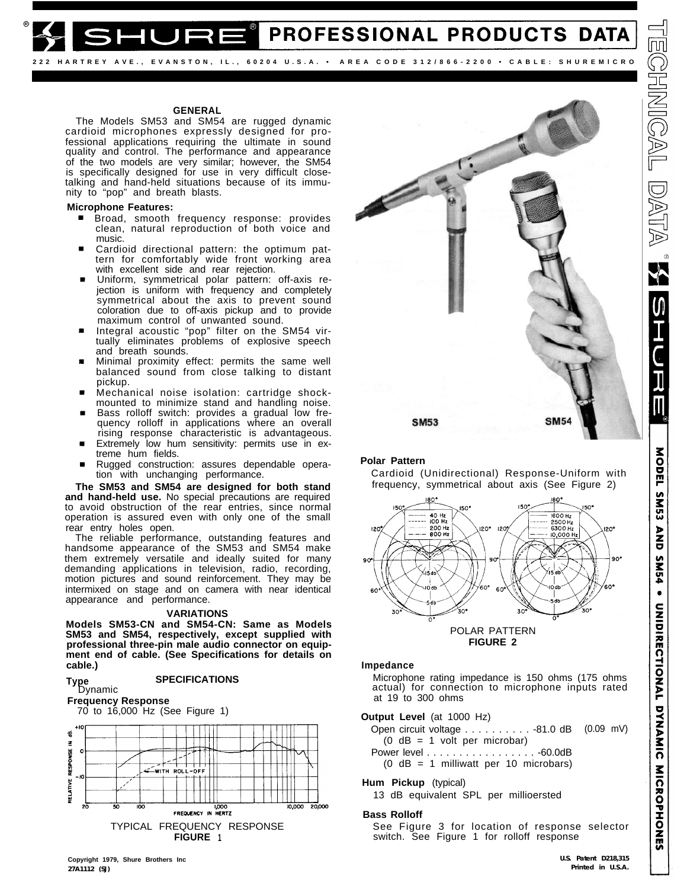# SHURE® PROFESSIONAL PRODUCTS DATA

222 HARTREY AVE., EVANSTON, IL., 60204 U.S.A. • AREA CODE 312/866-2200 • CABLE: SHUREMICRO

TECHNICAL DATA — SHURE®

MODEL SM53 AND SM54 • UNIDIRECTIONAL DYNAMIC MICROPHONES

## GENERAL

The Models SM53 and SM54 are rugged dynamic cardioid microphones expressly designed for professional applications requiring the ultimate in sound quality and control. The performance and appearance of the two models are very similar; however, the SM54 is specifically designed for use in very difficult close-talking and hand-held situations because of its immunity to "pop" and breath blasts.

**Microphone Features:**

- Broad, smooth frequency response: provides clean, natural reproduction of both voice and music.
- Cardioid directional pattern: the optimum pattern for comfortably wide front working area with excellent side and rear rejection.
- Uniform, symmetrical polar pattern: off-axis rejection is uniform with frequency and completely symmetrical about the axis to prevent sound coloration due to off-axis pickup and to provide maximum control of unwanted sound.
- Integral acoustic "pop" filter on the SM54 virtually eliminates problems of explosive speech and breath sounds.
- Minimal proximity effect: permits the same well balanced sound from close talking to distant pickup.
- Mechanical noise isolation: cartridge shock-mounted to minimize stand and handling noise.
- Bass rolloff switch: provides a gradual low frequency rolloff in applications where an overall rising response characteristic is advantageous.
- Extremely low hum sensitivity: permits use in extreme hum fields.
- Rugged construction: assures dependable operation with unchanging performance.

**The SM53 and SM54 are designed for both stand and hand-held use.** No special precautions are required to avoid obstruction of the rear entries, since normal operation is assured even with only one of the small rear entry holes open.

The reliable performance, outstanding features and handsome appearance of the SM53 and SM54 make them extremely versatile and ideally suited for many demanding applications in television, radio, recording, motion pictures and sound reinforcement. They may be intermixed on stage and on camera with near identical appearance and performance.

## VARIATIONS

**Models SM53-CN and SM54-CN: Same as Models SM53 and SM54, respectively, except supplied with professional three-pin male audio connector on equipment end of cable. (See Specifications for details on cable.)**

## SPECIFICATIONS

**Type**
Dynamic

**Frequency Response**
70 to 16,000 Hz (See Figure 1)

TYPICAL FREQUENCY RESPONSE
**FIGURE 1**

SM53 SM54

**Polar Pattern**
Cardioid (Unidirectional) Response-Uniform with frequency, symmetrical about axis (See Figure 2)

POLAR PATTERN
**FIGURE 2**

**Impedance**
Microphone rating impedance is 150 ohms (175 ohms actual) for connection to microphone inputs rated at 19 to 300 ohms

**Output Level** (at 1000 Hz)
Open circuit voltage . . . . . . . . . . -81.0 dB (0.09 mV)
(0 dB = 1 volt per microbar)
Power level . . . . . . . . . . . . . . . . . -60.0dB
(0 dB = 1 milliwatt per 10 microbars)

**Hum Pickup** (typical)
13 dB equivalent SPL per millioersted

**Bass Rolloff**
See Figure 3 for location of response selector switch. See Figure 1 for rolloff response

Copyright 1979, Shure Brothers Inc
27A1112 (SJ)

U.S. Patent D218,315
Printed in U.S.A.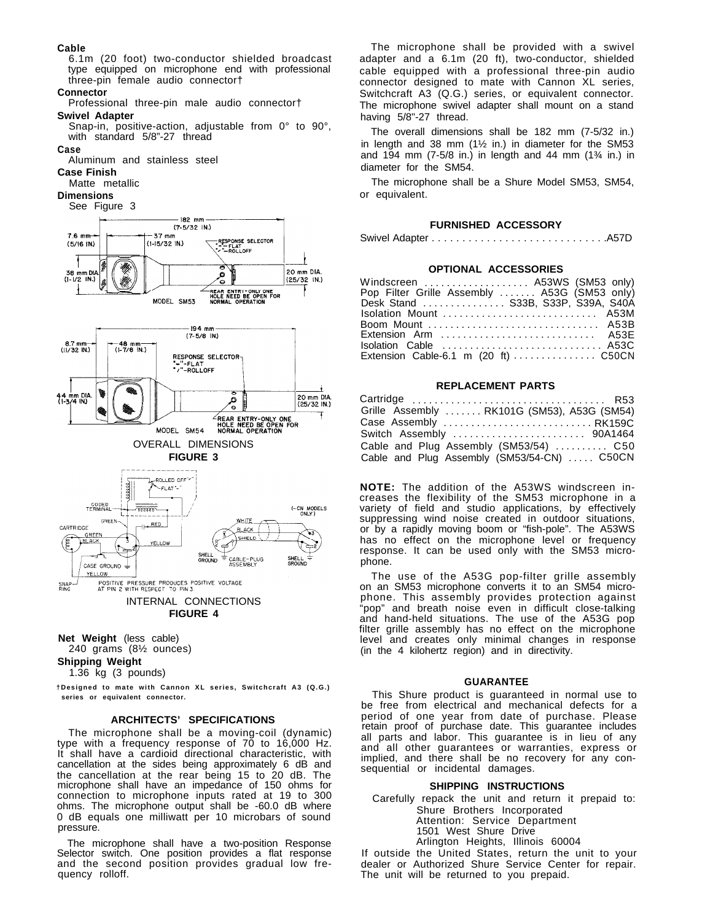**Cable**

6.1m (20 foot) two-conductor shielded broadcast type equipped on microphone end with professional three-pin female audio connector†

**Connector**

Professional three-pin male audio connector†

**Swivel Adapter**

Snap-in, positive-action, adjustable from 0° to 90°, with standard 5/8"-27 thread

**Case**

Aluminum and stainless steel

**Case Finish**

Matte metallic

**Dimensions**

See Figure 3

182 mm (7-5/32 IN.)
7.6 mm (5/16 IN)
37 mm (1-15/32 IN.)
RESPONSE SELECTOR "-"-FLAT "/"-ROLLOFF
38 mm DIA. (1-1/2 IN.)
20 mm DIA. (25/32 IN.)
REAR ENTRY-ONLY ONE HOLE NEED BE OPEN FOR NORMAL OPERATION
MODEL SM53

194 mm (7-5/8 IN)
8.7 mm (11/32 IN.)
48 mm (1-7/8 IN.)
RESPONSE SELECTOR "-"-FLAT "/"-ROLLOFF
44 mm DIA. (1-3/4 IN)
20 mm DIA. (25/32 IN.)
REAR ENTRY-ONLY ONE HOLE NEED BE OPEN FOR NORMAL OPERATION
MODEL SM54

OVERALL DIMENSIONS
**FIGURE 3**

ROLLED OFF "/" FLAT "-"
CODED TERMINAL
GREEN
RED
CARTRIDGE
GREEN
BLACK
YELLOW
CASE GROUND
YELLOW
SNAP RING
(-CN MODELS ONLY)
WHITE
BLACK
SHIELD
SHELL GROUND
CABLE-PLUG ASSEMBLY
SHELL GROUND
POSITIVE PRESSURE PRODUCES POSITIVE VOLTAGE AT PIN 2 WITH RESPECT TO PIN 3

INTERNAL CONNECTIONS
**FIGURE 4**

**Net Weight** (less cable)

240 grams (8½ ounces)

**Shipping Weight**

1.36 kg (3 pounds)

**†Designed to mate with Cannon XL series, Switchcraft A3 (Q.G.) series or equivalent connector.**

### ARCHITECTS' SPECIFICATIONS

The microphone shall be a moving-coil (dynamic) type with a frequency response of 70 to 16,000 Hz. It shall have a cardioid directional characteristic, with cancellation at the sides being approximately 6 dB and the cancellation at the rear being 15 to 20 dB. The microphone shall have an impedance of 150 ohms for connection to microphone inputs rated at 19 to 300 ohms. The microphone output shall be -60.0 dB where 0 dB equals one milliwatt per 10 microbars of sound pressure.

The microphone shall have a two-position Response Selector switch. One position provides a flat response and the second position provides gradual low frequency rolloff.

The microphone shall be provided with a swivel adapter and a 6.1m (20 ft), two-conductor, shielded cable equipped with a professional three-pin audio connector designed to mate with Cannon XL series, Switchcraft A3 (Q.G.) series, or equivalent connector. The microphone swivel adapter shall mount on a stand having 5/8"-27 thread.

The overall dimensions shall be 182 mm (7-5/32 in.) in length and 38 mm (1½ in.) in diameter for the SM53 and 194 mm (7-5/8 in.) in length and 44 mm (1¾ in.) in diameter for the SM54.

The microphone shall be a Shure Model SM53, SM54, or equivalent.

### FURNISHED ACCESSORY

Swivel Adapter . . . . . . . . . . . . . . . . . . . . . . . . . . . . .A57D

### OPTIONAL ACCESSORIES

Windscreen . . . . . . . . . . . . . . . . . . . A53WS (SM53 only)
Pop Filter Grille Assembly . . . . . . . A53G (SM53 only)
Desk Stand . . . . . . . . . . . . . . . S33B, S33P, S39A, S40A
Isolation Mount . . . . . . . . . . . . . . . . . . . . . . . . . . . A53M
Boom Mount . . . . . . . . . . . . . . . . . . . . . . . . . . . . . A53B
Extension Arm . . . . . . . . . . . . . . . . . . . . . . . . . . . A53E
Isolation Cable . . . . . . . . . . . . . . . . . . . . . . . . . . . . A53C
Extension Cable-6.1 m (20 ft) . . . . . . . . . . . . . . . C50CN

### REPLACEMENT PARTS

Cartridge . . . . . . . . . . . . . . . . . . . . . . . . . . . . . . . . . . R53
Grille Assembly . . . . . . . RK101G (SM53), A53G (SM54)
Case Assembly . . . . . . . . . . . . . . . . . . . . . . . . . . RK159C
Switch Assembly . . . . . . . . . . . . . . . . . . . . . . . 90A1464
Cable and Plug Assembly (SM53/54) . . . . . . . . . . C50
Cable and Plug Assembly (SM53/54-CN) . . . . . C50CN

**NOTE:** The addition of the A53WS windscreen increases the flexibility of the SM53 microphone in a variety of field and studio applications, by effectively suppressing wind noise created in outdoor situations, or by a rapidly moving boom or "fish-pole". The A53WS has no effect on the microphone level or frequency response. It can be used only with the SM53 microphone.

The use of the A53G pop-filter grille assembly on an SM53 microphone converts it to an SM54 microphone. This assembly provides protection against "pop" and breath noise even in difficult close-talking and hand-held situations. The use of the A53G pop filter grille assembly has no effect on the microphone level and creates only minimal changes in response (in the 4 kilohertz region) and in directivity.

### GUARANTEE

This Shure product is guaranteed in normal use to be free from electrical and mechanical defects for a period of one year from date of purchase. Please retain proof of purchase date. This guarantee includes all parts and labor. This guarantee is in lieu of any and all other guarantees or warranties, express or implied, and there shall be no recovery for any consequential or incidental damages.

### SHIPPING INSTRUCTIONS

Carefully repack the unit and return it prepaid to:
Shure Brothers Incorporated
Attention: Service Department
1501 West Shure Drive
Arlington Heights, Illinois 60004

If outside the United States, return the unit to your dealer or Authorized Shure Service Center for repair. The unit will be returned to you prepaid.